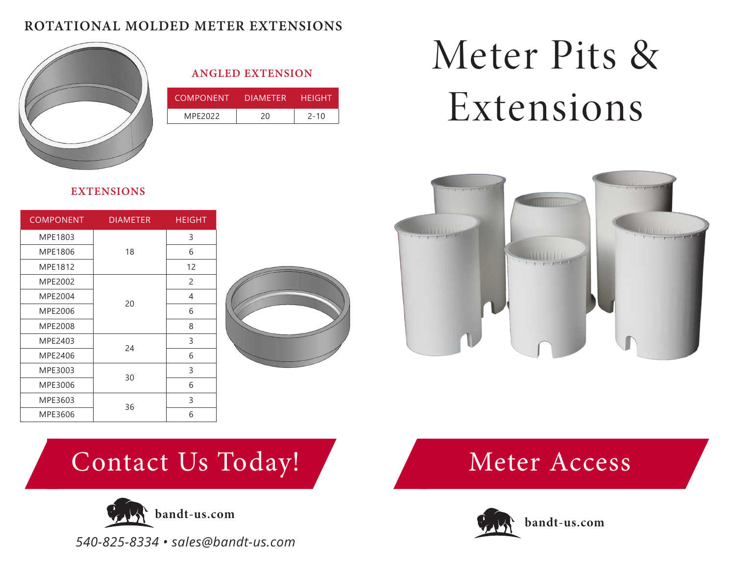## ROTATIONAL MOLDED METER EXTENSIONS

### ANGLED EXTENSION

| COMPONENT | DIAMETER | HEIGHT |
|---|---|---|
| MPE2022 | 20 | 2-10 |

### EXTENSIONS

| COMPONENT | DIAMETER | HEIGHT |
|---|---|---|
| MPE1803 | 18 | 3 |
| MPE1806 | | 6 |
| MPE1812 | | 12 |
| MPE2002 | 20 | 2 |
| MPE2004 | | 4 |
| MPE2006 | | 6 |
| MPE2008 | | 8 |
| MPE2403 | 24 | 3 |
| MPE2406 | | 6 |
| MPE3003 | 30 | 3 |
| MPE3006 | | 6 |
| MPE3603 | 36 | 3 |
| MPE3606 | | 6 |

## Contact Us Today!

**bandt-us.com**

*540-825-8334 • sales@bandt-us.com*

# Meter Pits & Extensions

## Meter Access

**bandt-us.com**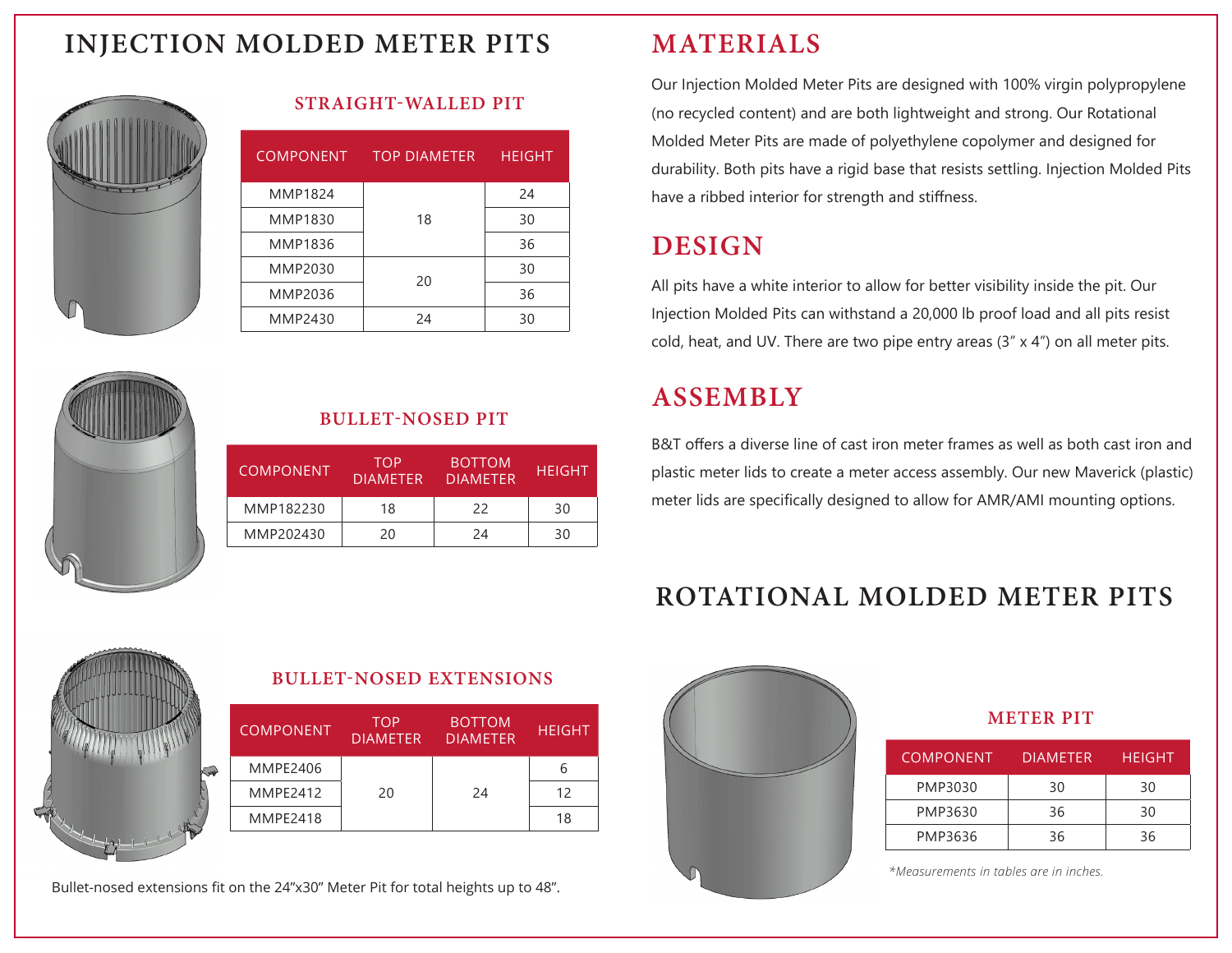# INJECTION MOLDED METER PITS

### STRAIGHT-WALLED PIT

| COMPONENT | TOP DIAMETER | HEIGHT |
|---|---|---|
| MMP1824 | 18 | 24 |
| MMP1830 | | 30 |
| MMP1836 | | 36 |
| MMP2030 | 20 | 30 |
| MMP2036 | | 36 |
| MMP2430 | 24 | 30 |

### BULLET-NOSED PIT

| COMPONENT | TOP DIAMETER | BOTTOM DIAMETER | HEIGHT |
|---|---|---|---|
| MMP182230 | 18 | 22 | 30 |
| MMP202430 | 20 | 24 | 30 |

### BULLET-NOSED EXTENSIONS

| COMPONENT | TOP DIAMETER | BOTTOM DIAMETER | HEIGHT |
|---|---|---|---|
| MMPE2406 | 20 | 24 | 6 |
| MMPE2412 | | | 12 |
| MMPE2418 | | | 18 |

Bullet-nosed extensions fit on the 24"x30" Meter Pit for total heights up to 48".

## MATERIALS

Our Injection Molded Meter Pits are designed with 100% virgin polypropylene (no recycled content) and are both lightweight and strong. Our Rotational Molded Meter Pits are made of polyethylene copolymer and designed for durability. Both pits have a rigid base that resists settling. Injection Molded Pits have a ribbed interior for strength and stiffness.

## DESIGN

All pits have a white interior to allow for better visibility inside the pit. Our Injection Molded Pits can withstand a 20,000 lb proof load and all pits resist cold, heat, and UV. There are two pipe entry areas (3" x 4") on all meter pits.

## ASSEMBLY

B&T offers a diverse line of cast iron meter frames as well as both cast iron and plastic meter lids to create a meter access assembly. Our new Maverick (plastic) meter lids are specifically designed to allow for AMR/AMI mounting options.

# ROTATIONAL MOLDED METER PITS

### METER PIT

| COMPONENT | DIAMETER | HEIGHT |
|---|---|---|
| PMP3030 | 30 | 30 |
| PMP3630 | 36 | 30 |
| PMP3636 | 36 | 36 |

*\*Measurements in tables are in inches.*